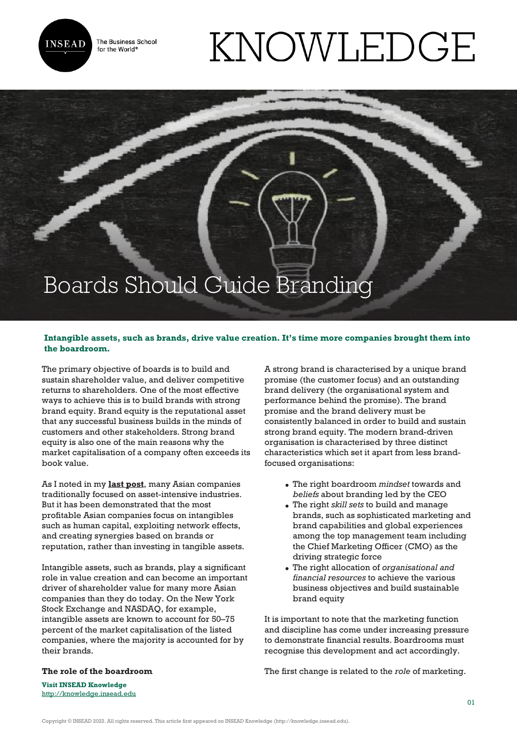# Boards Should Guide Branding

**Intangible assets, such as brands, drive value creation. It's time more companies brought them into the boardroom.**

The primary objective of boards is to build and sustain shareholder value, and deliver competitive returns to shareholders. One of the most effective ways to achieve this is to build brands with strong brand equity. Brand equity is the reputational asset that any successful business builds in the minds of customers and other stakeholders. Strong brand equity is also one of the main reasons why the market capitalisation of a company often exceeds its book value.

As I noted in my **last post**, many Asian companies traditionally focused on asset-intensive industries. But it has been demonstrated that the most profitable Asian companies focus on intangibles such as human capital, exploiting network effects, and creating synergies based on brands or reputation, rather than investing in tangible assets.

Intangible assets, such as brands, play a significant role in value creation and can become an important driver of shareholder value for many more Asian companies than they do today. On the New York Stock Exchange and NASDAQ, for example, intangible assets are known to account for 50–75 percent of the market capitalisation of the listed companies, where the majority is accounted for by their brands.

**The role of the boardroom**

A strong brand is characterised by a unique brand promise (the customer focus) and an outstanding brand delivery (the organisational system and performance behind the promise). The brand promise and the brand delivery must be consistently balanced in order to build and sustain strong brand equity. The modern brand-driven organisation is characterised by three distinct characteristics which set it apart from less brand-focused organisations:

- The right boardroom *mindset* towards and *beliefs* about branding led by the CEO
- The right *skill sets* to build and manage brands, such as sophisticated marketing and brand capabilities and global experiences among the top management team including the Chief Marketing Officer (CMO) as the driving strategic force
- The right allocation of *organisational and financial resources* to achieve the various business objectives and build sustainable brand equity

It is important to note that the marketing function and discipline has come under increasing pressure to demonstrate financial results. Boardrooms must recognise this development and act accordingly.

The first change is related to the *role* of marketing.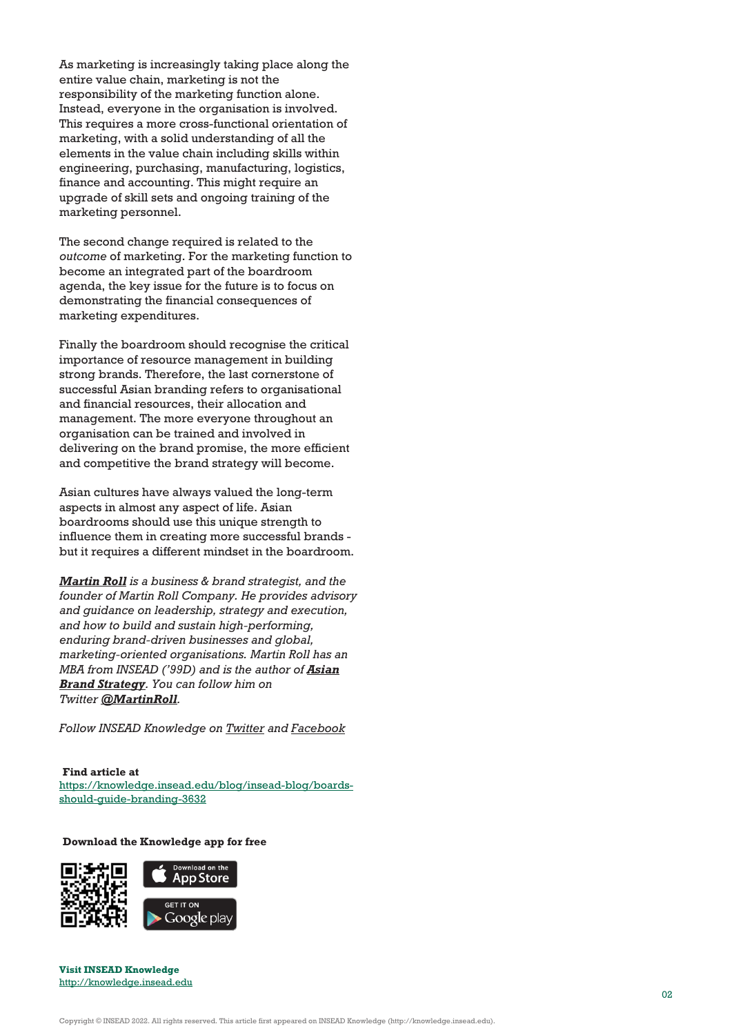As marketing is increasingly taking place along the entire value chain, marketing is not the responsibility of the marketing function alone. Instead, everyone in the organisation is involved. This requires a more cross-functional orientation of marketing, with a solid understanding of all the elements in the value chain including skills within engineering, purchasing, manufacturing, logistics, finance and accounting. This might require an upgrade of skill sets and ongoing training of the marketing personnel.

The second change required is related to the *outcome* of marketing. For the marketing function to become an integrated part of the boardroom agenda, the key issue for the future is to focus on demonstrating the financial consequences of marketing expenditures.

Finally the boardroom should recognise the critical importance of resource management in building strong brands. Therefore, the last cornerstone of successful Asian branding refers to organisational and financial resources, their allocation and management. The more everyone throughout an organisation can be trained and involved in delivering on the brand promise, the more efficient and competitive the brand strategy will become.

Asian cultures have always valued the long-term aspects in almost any aspect of life. Asian boardrooms should use this unique strength to influence them in creating more successful brands - but it requires a different mindset in the boardroom.

***Martin Roll*** *is a business & brand strategist, and the founder of Martin Roll Company. He provides advisory and guidance on leadership, strategy and execution, and how to build and sustain high-performing, enduring brand-driven businesses and global, marketing-oriented organisations. Martin Roll has an MBA from INSEAD ('99D) and is the author of* ***Asian Brand Strategy****. You can follow him on Twitter* ***@MartinRoll****.*

*Follow INSEAD Knowledge on Twitter and Facebook*

**Find article at**
https://knowledge.insead.edu/blog/insead-blog/boards-should-guide-branding-3632

**Download the Knowledge app for free**

**Visit INSEAD Knowledge**
http://knowledge.insead.edu

Copyright © INSEAD 2022. All rights reserved. This article first appeared on INSEAD Knowledge (http://knowledge.insead.edu).